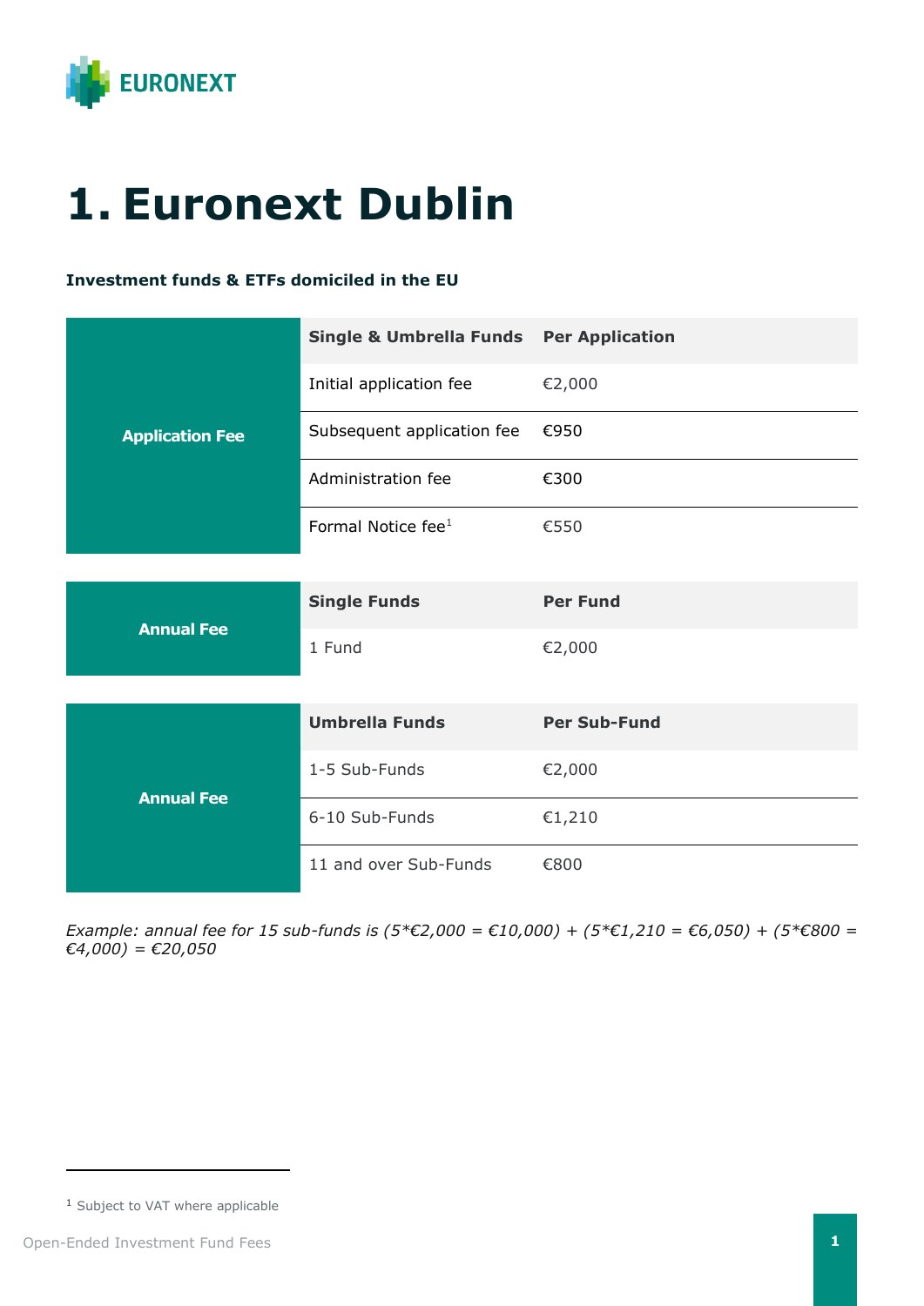# 1. Euronext Dublin

**Investment funds & ETFs domiciled in the EU**

| | Single & Umbrella Funds | Per Application |
|---|---|---|
| Application Fee | Initial application fee | €2,000 |
| | Subsequent application fee | €950 |
| | Administration fee | €300 |
| | Formal Notice fee[1] | €550 |

| | Single Funds | Per Fund |
|---|---|---|
| Annual Fee | 1 Fund | €2,000 |

| | Umbrella Funds | Per Sub-Fund |
|---|---|---|
| Annual Fee | 1-5 Sub-Funds | €2,000 |
| | 6-10 Sub-Funds | €1,210 |
| | 11 and over Sub-Funds | €800 |

*Example: annual fee for 15 sub-funds is (5*€2,000 = €10,000) + (5*€1,210 = €6,050) + (5*€800 = €4,000) = €20,050*

[1] Subject to VAT where applicable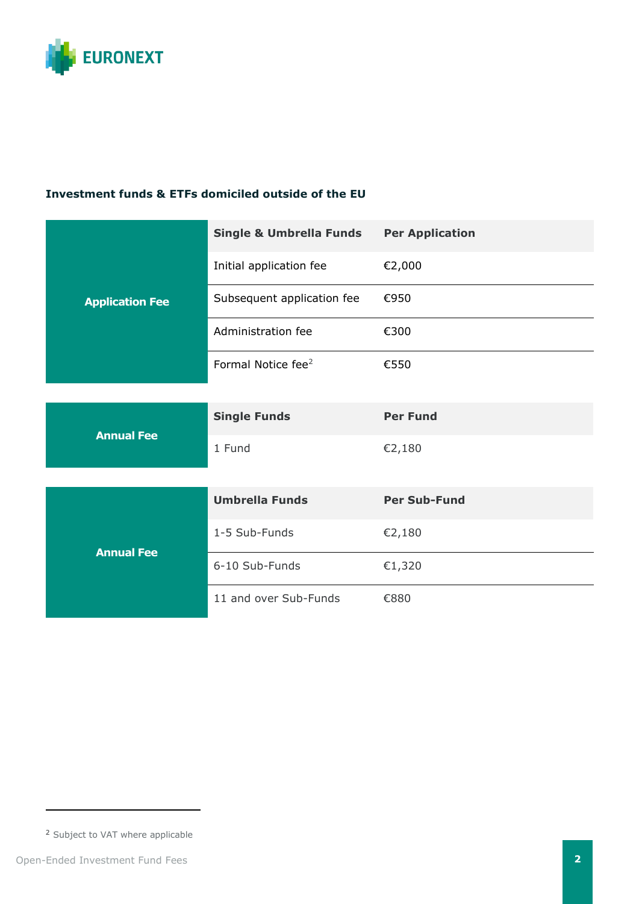**Investment funds & ETFs domiciled outside of the EU**

| Application Fee | Single & Umbrella Funds | Per Application |
| --- | --- | --- |
| | Initial application fee | €2,000 |
| | Subsequent application fee | €950 |
| | Administration fee | €300 |
| | Formal Notice fee[2] | €550 |

| Annual Fee | Single Funds | Per Fund |
| --- | --- | --- |
| | 1 Fund | €2,180 |

| Annual Fee | Umbrella Funds | Per Sub-Fund |
| --- | --- | --- |
| | 1-5 Sub-Funds | €2,180 |
| | 6-10 Sub-Funds | €1,320 |
| | 11 and over Sub-Funds | €880 |

[2] Subject to VAT where applicable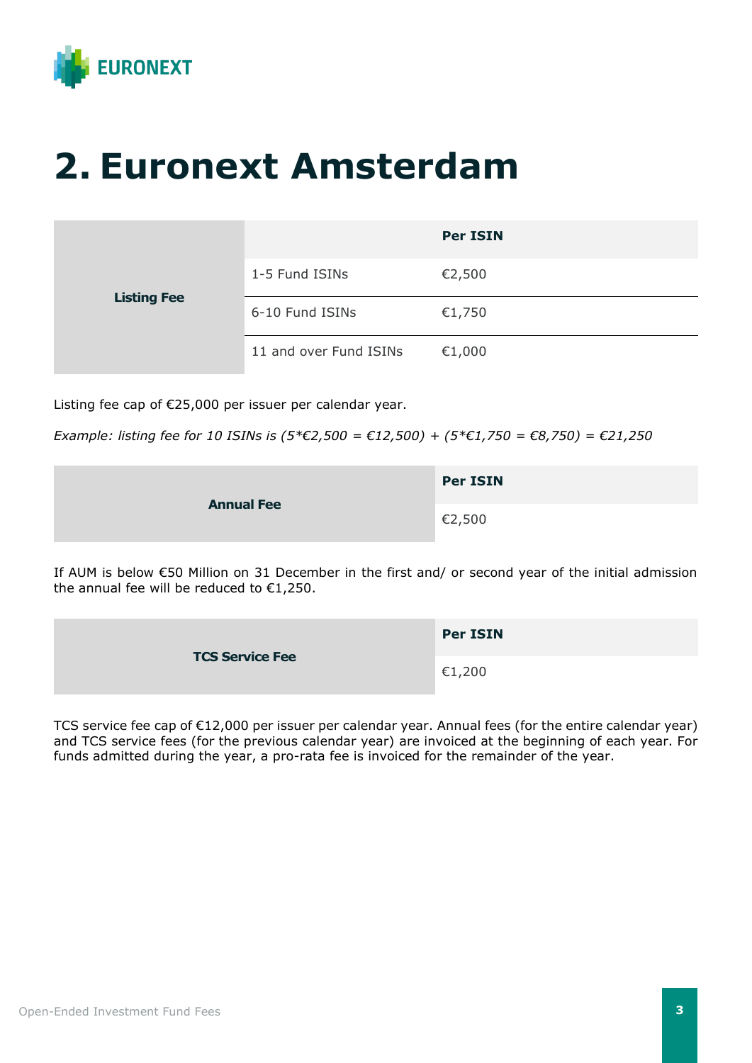# 2. Euronext Amsterdam

| | | Per ISIN |
|---|---|---|
| **Listing Fee** | 1-5 Fund ISINs | €2,500 |
| | 6-10 Fund ISINs | €1,750 |
| | 11 and over Fund ISINs | €1,000 |

Listing fee cap of €25,000 per issuer per calendar year.

*Example: listing fee for 10 ISINs is (5*€2,500 = €12,500) + (5*€1,750 = €8,750) = €21,250*

| | Per ISIN |
|---|---|
| **Annual Fee** | €2,500 |

If AUM is below €50 Million on 31 December in the first and/ or second year of the initial admission the annual fee will be reduced to €1,250.

| | Per ISIN |
|---|---|
| **TCS Service Fee** | €1,200 |

TCS service fee cap of €12,000 per issuer per calendar year. Annual fees (for the entire calendar year) and TCS service fees (for the previous calendar year) are invoiced at the beginning of each year. For funds admitted during the year, a pro-rata fee is invoiced for the remainder of the year.